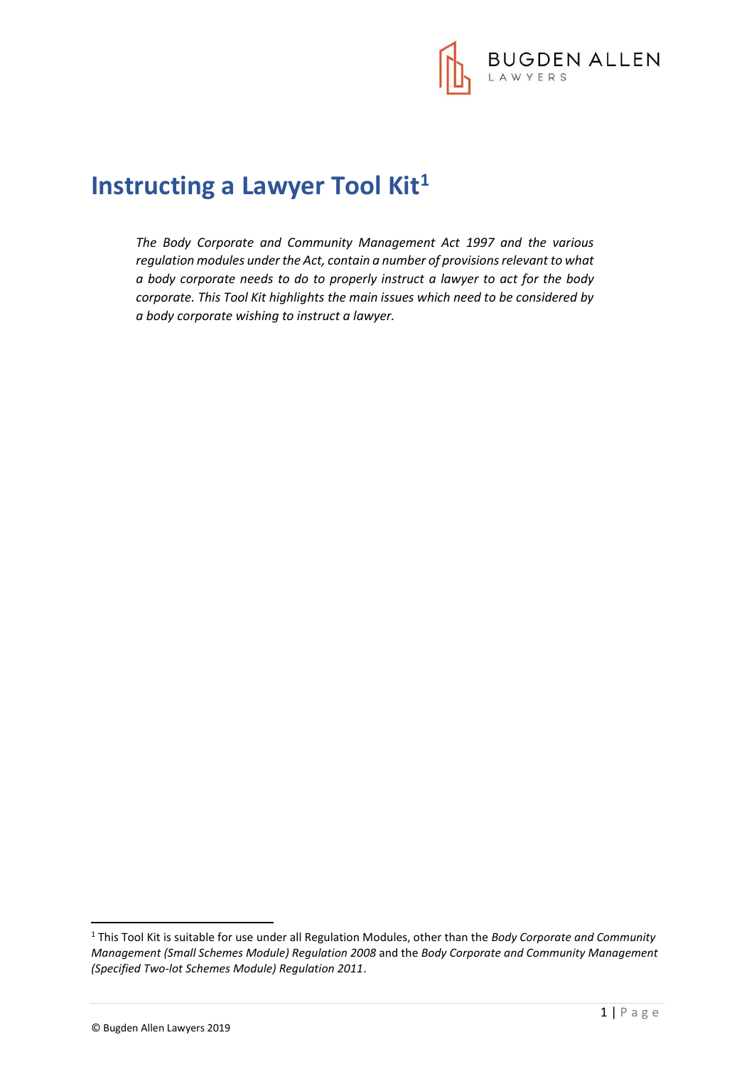# Instructing a Lawyer Tool Kit[1]

*The Body Corporate and Community Management Act 1997 and the various regulation modules under the Act, contain a number of provisions relevant to what a body corporate needs to do to properly instruct a lawyer to act for the body corporate. This Tool Kit highlights the main issues which need to be considered by a body corporate wishing to instruct a lawyer.*

[1] This Tool Kit is suitable for use under all Regulation Modules, other than the *Body Corporate and Community Management (Small Schemes Module) Regulation 2008* and the *Body Corporate and Community Management (Specified Two-lot Schemes Module) Regulation 2011*.

© Bugden Allen Lawyers 2019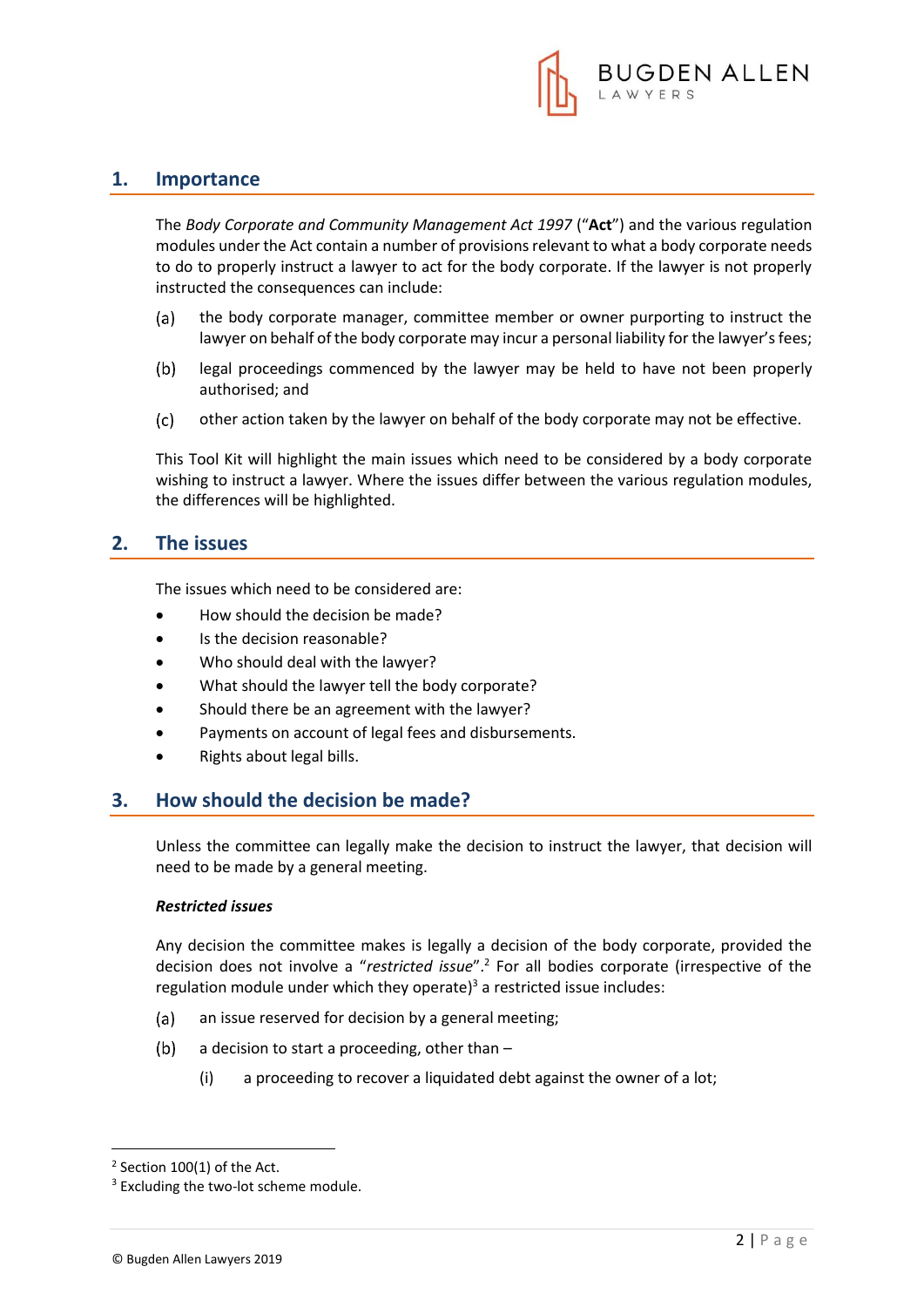## 1. Importance

The *Body Corporate and Community Management Act 1997* ("**Act**") and the various regulation modules under the Act contain a number of provisions relevant to what a body corporate needs to do to properly instruct a lawyer to act for the body corporate. If the lawyer is not properly instructed the consequences can include:

(a) the body corporate manager, committee member or owner purporting to instruct the lawyer on behalf of the body corporate may incur a personal liability for the lawyer's fees;

(b) legal proceedings commenced by the lawyer may be held to have not been properly authorised; and

(c) other action taken by the lawyer on behalf of the body corporate may not be effective.

This Tool Kit will highlight the main issues which need to be considered by a body corporate wishing to instruct a lawyer. Where the issues differ between the various regulation modules, the differences will be highlighted.

## 2. The issues

The issues which need to be considered are:

- How should the decision be made?
- Is the decision reasonable?
- Who should deal with the lawyer?
- What should the lawyer tell the body corporate?
- Should there be an agreement with the lawyer?
- Payments on account of legal fees and disbursements.
- Rights about legal bills.

## 3. How should the decision be made?

Unless the committee can legally make the decision to instruct the lawyer, that decision will need to be made by a general meeting.

***Restricted issues***

Any decision the committee makes is legally a decision of the body corporate, provided the decision does not involve a "*restricted issue*".[2] For all bodies corporate (irrespective of the regulation module under which they operate)[3] a restricted issue includes:

(a) an issue reserved for decision by a general meeting;

(b) a decision to start a proceeding, other than –

  (i) a proceeding to recover a liquidated debt against the owner of a lot;

---

[2] Section 100(1) of the Act.
[3] Excluding the two-lot scheme module.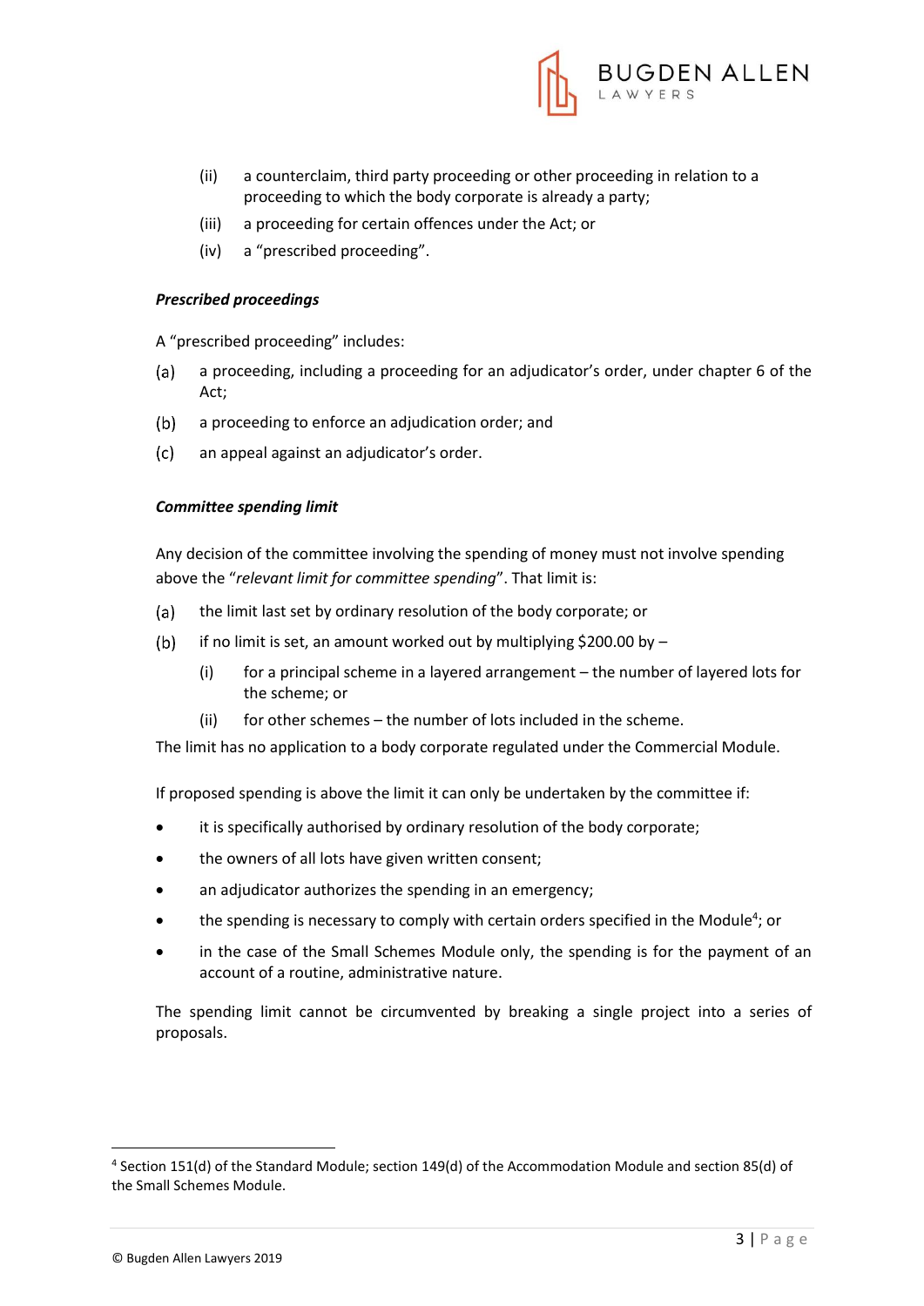(ii) a counterclaim, third party proceeding or other proceeding in relation to a proceeding to which the body corporate is already a party;

(iii) a proceeding for certain offences under the Act; or

(iv) a "prescribed proceeding".

***Prescribed proceedings***

A "prescribed proceeding" includes:

(a) a proceeding, including a proceeding for an adjudicator's order, under chapter 6 of the Act;

(b) a proceeding to enforce an adjudication order; and

(c) an appeal against an adjudicator's order.

***Committee spending limit***

Any decision of the committee involving the spending of money must not involve spending above the "*relevant limit for committee spending*". That limit is:

(a) the limit last set by ordinary resolution of the body corporate; or

(b) if no limit is set, an amount worked out by multiplying $200.00 by –

  (i) for a principal scheme in a layered arrangement – the number of layered lots for the scheme; or

  (ii) for other schemes – the number of lots included in the scheme.

The limit has no application to a body corporate regulated under the Commercial Module.

If proposed spending is above the limit it can only be undertaken by the committee if:

- it is specifically authorised by ordinary resolution of the body corporate;
- the owners of all lots have given written consent;
- an adjudicator authorizes the spending in an emergency;
- the spending is necessary to comply with certain orders specified in the Module[4]; or
- in the case of the Small Schemes Module only, the spending is for the payment of an account of a routine, administrative nature.

The spending limit cannot be circumvented by breaking a single project into a series of proposals.

[4] Section 151(d) of the Standard Module; section 149(d) of the Accommodation Module and section 85(d) of the Small Schemes Module.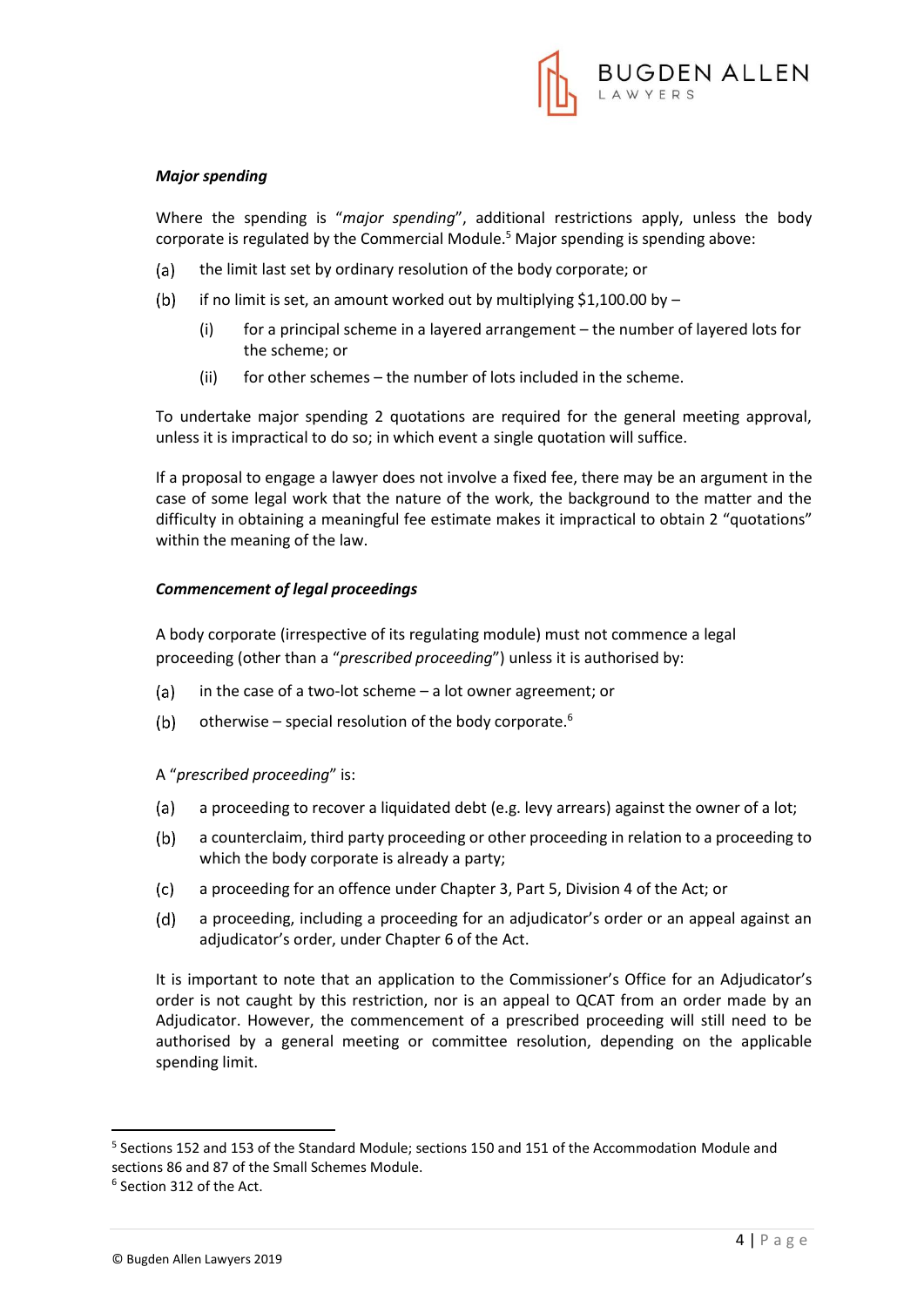***Major spending***

Where the spending is "*major spending*", additional restrictions apply, unless the body corporate is regulated by the Commercial Module.[5] Major spending is spending above:

(a) the limit last set by ordinary resolution of the body corporate; or

(b) if no limit is set, an amount worked out by multiplying $1,100.00 by –

  (i) for a principal scheme in a layered arrangement – the number of layered lots for the scheme; or

  (ii) for other schemes – the number of lots included in the scheme.

To undertake major spending 2 quotations are required for the general meeting approval, unless it is impractical to do so; in which event a single quotation will suffice.

If a proposal to engage a lawyer does not involve a fixed fee, there may be an argument in the case of some legal work that the nature of the work, the background to the matter and the difficulty in obtaining a meaningful fee estimate makes it impractical to obtain 2 "quotations" within the meaning of the law.

***Commencement of legal proceedings***

A body corporate (irrespective of its regulating module) must not commence a legal proceeding (other than a "*prescribed proceeding*") unless it is authorised by:

(a) in the case of a two-lot scheme – a lot owner agreement; or

(b) otherwise – special resolution of the body corporate.[6]

A "*prescribed proceeding*" is:

(a) a proceeding to recover a liquidated debt (e.g. levy arrears) against the owner of a lot;

(b) a counterclaim, third party proceeding or other proceeding in relation to a proceeding to which the body corporate is already a party;

(c) a proceeding for an offence under Chapter 3, Part 5, Division 4 of the Act; or

(d) a proceeding, including a proceeding for an adjudicator's order or an appeal against an adjudicator's order, under Chapter 6 of the Act.

It is important to note that an application to the Commissioner's Office for an Adjudicator's order is not caught by this restriction, nor is an appeal to QCAT from an order made by an Adjudicator. However, the commencement of a prescribed proceeding will still need to be authorised by a general meeting or committee resolution, depending on the applicable spending limit.

---

[5] Sections 152 and 153 of the Standard Module; sections 150 and 151 of the Accommodation Module and sections 86 and 87 of the Small Schemes Module.

[6] Section 312 of the Act.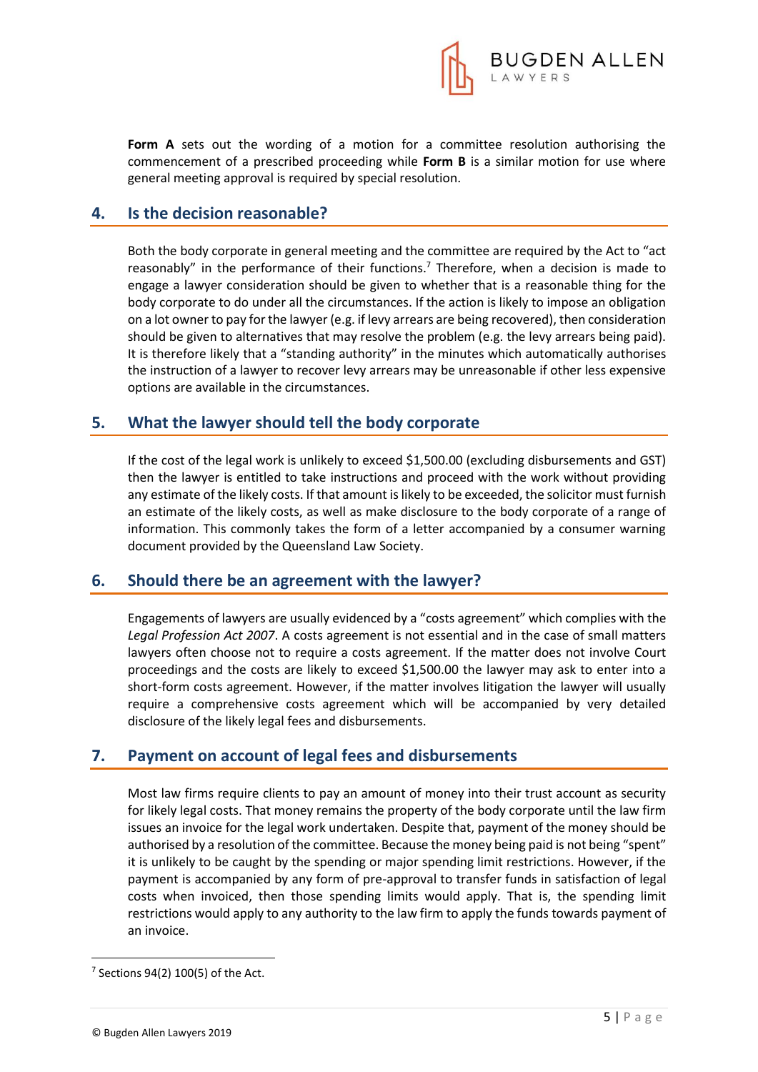**Form A** sets out the wording of a motion for a committee resolution authorising the commencement of a prescribed proceeding while **Form B** is a similar motion for use where general meeting approval is required by special resolution.

## 4. Is the decision reasonable?

Both the body corporate in general meeting and the committee are required by the Act to "act reasonably" in the performance of their functions.[7] Therefore, when a decision is made to engage a lawyer consideration should be given to whether that is a reasonable thing for the body corporate to do under all the circumstances. If the action is likely to impose an obligation on a lot owner to pay for the lawyer (e.g. if levy arrears are being recovered), then consideration should be given to alternatives that may resolve the problem (e.g. the levy arrears being paid). It is therefore likely that a "standing authority" in the minutes which automatically authorises the instruction of a lawyer to recover levy arrears may be unreasonable if other less expensive options are available in the circumstances.

## 5. What the lawyer should tell the body corporate

If the cost of the legal work is unlikely to exceed $1,500.00 (excluding disbursements and GST) then the lawyer is entitled to take instructions and proceed with the work without providing any estimate of the likely costs. If that amount is likely to be exceeded, the solicitor must furnish an estimate of the likely costs, as well as make disclosure to the body corporate of a range of information. This commonly takes the form of a letter accompanied by a consumer warning document provided by the Queensland Law Society.

## 6. Should there be an agreement with the lawyer?

Engagements of lawyers are usually evidenced by a "costs agreement" which complies with the *Legal Profession Act 2007*. A costs agreement is not essential and in the case of small matters lawyers often choose not to require a costs agreement. If the matter does not involve Court proceedings and the costs are likely to exceed $1,500.00 the lawyer may ask to enter into a short-form costs agreement. However, if the matter involves litigation the lawyer will usually require a comprehensive costs agreement which will be accompanied by very detailed disclosure of the likely legal fees and disbursements.

## 7. Payment on account of legal fees and disbursements

Most law firms require clients to pay an amount of money into their trust account as security for likely legal costs. That money remains the property of the body corporate until the law firm issues an invoice for the legal work undertaken. Despite that, payment of the money should be authorised by a resolution of the committee. Because the money being paid is not being "spent" it is unlikely to be caught by the spending or major spending limit restrictions. However, if the payment is accompanied by any form of pre-approval to transfer funds in satisfaction of legal costs when invoiced, then those spending limits would apply. That is, the spending limit restrictions would apply to any authority to the law firm to apply the funds towards payment of an invoice.

---

[7] Sections 94(2) 100(5) of the Act.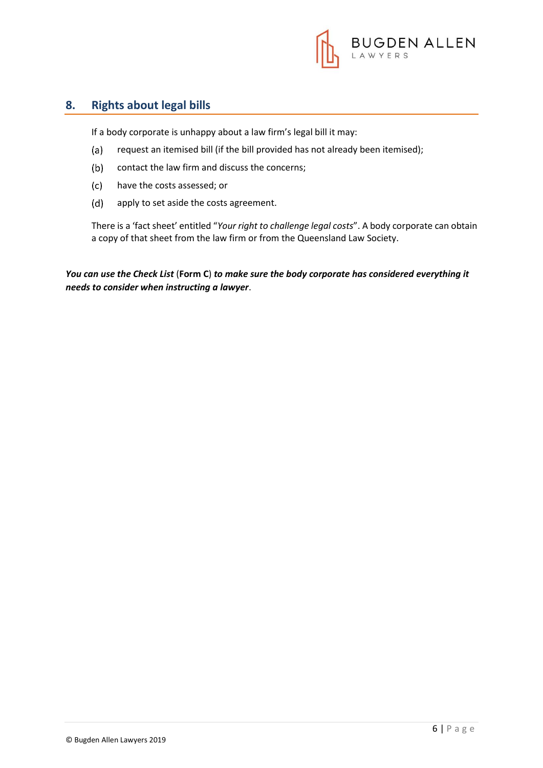## 8. Rights about legal bills

If a body corporate is unhappy about a law firm's legal bill it may:

(a) request an itemised bill (if the bill provided has not already been itemised);

(b) contact the law firm and discuss the concerns;

(c) have the costs assessed; or

(d) apply to set aside the costs agreement.

There is a 'fact sheet' entitled "*Your right to challenge legal costs*". A body corporate can obtain a copy of that sheet from the law firm or from the Queensland Law Society.

***You can use the Check List*** (**Form C**) ***to make sure the body corporate has considered everything it needs to consider when instructing a lawyer***.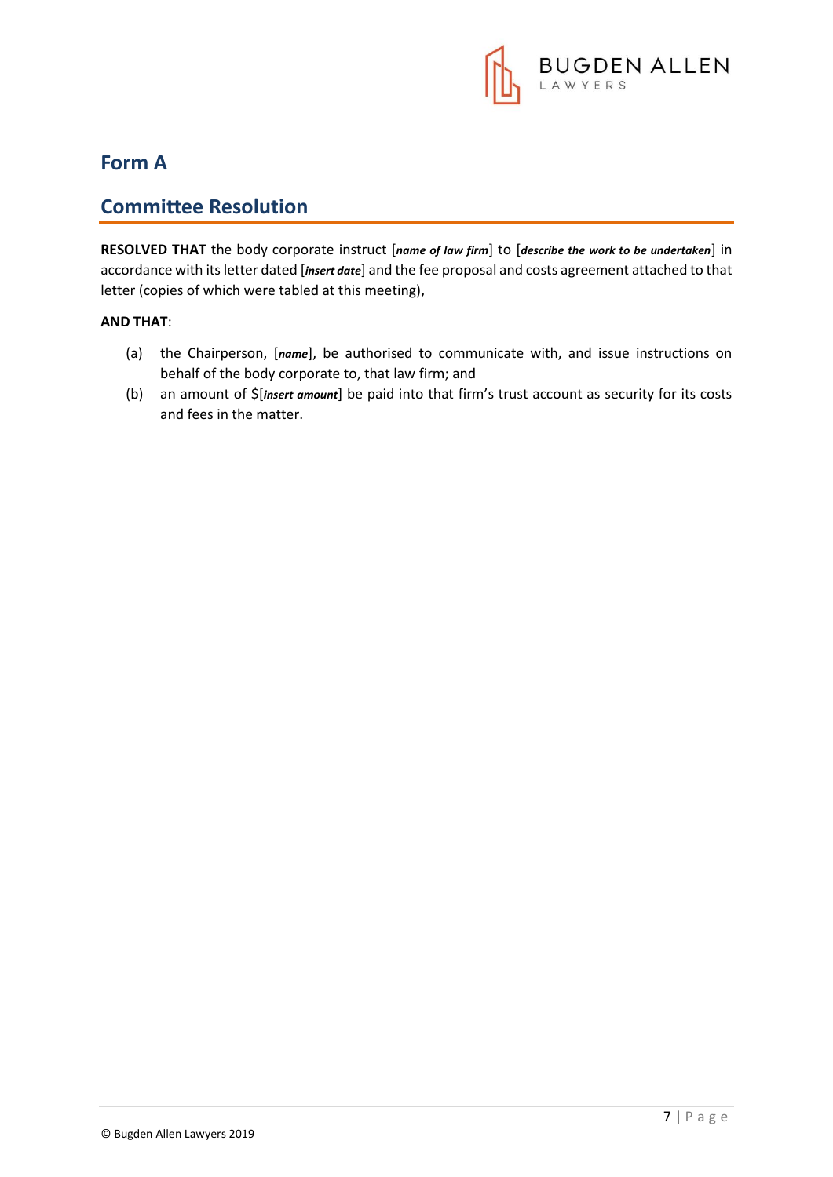# Form A

## Committee Resolution

**RESOLVED THAT** the body corporate instruct [***name of law firm***] to [***describe the work to be undertaken***] in accordance with its letter dated [***insert date***] and the fee proposal and costs agreement attached to that letter (copies of which were tabled at this meeting),

**AND THAT**:

(a) the Chairperson, [***name***], be authorised to communicate with, and issue instructions on behalf of the body corporate to, that law firm; and

(b) an amount of $[***insert amount***] be paid into that firm's trust account as security for its costs and fees in the matter.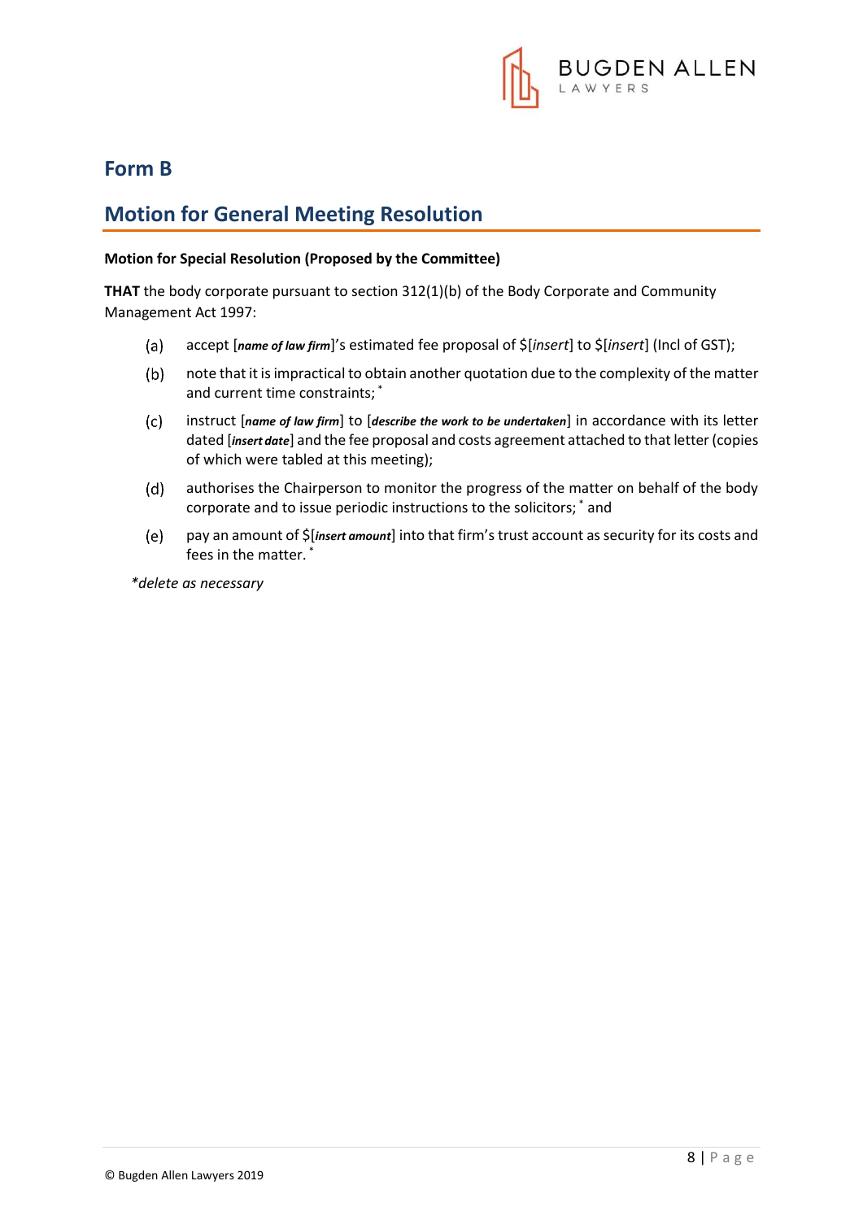## Form B

## Motion for General Meeting Resolution

**Motion for Special Resolution (Proposed by the Committee)**

**THAT** the body corporate pursuant to section 312(1)(b) of the Body Corporate and Community Management Act 1997:

(a) accept [***name of law firm***]'s estimated fee proposal of $[*insert*] to $[*insert*] (Incl of GST);

(b) note that it is impractical to obtain another quotation due to the complexity of the matter and current time constraints; *

(c) instruct [***name of law firm***] to [***describe the work to be undertaken***] in accordance with its letter dated [***insert date***] and the fee proposal and costs agreement attached to that letter (copies of which were tabled at this meeting);

(d) authorises the Chairperson to monitor the progress of the matter on behalf of the body corporate and to issue periodic instructions to the solicitors; * and

(e) pay an amount of $[***insert amount***] into that firm's trust account as security for its costs and fees in the matter. *

*\*delete as necessary*

© Bugden Allen Lawyers 2019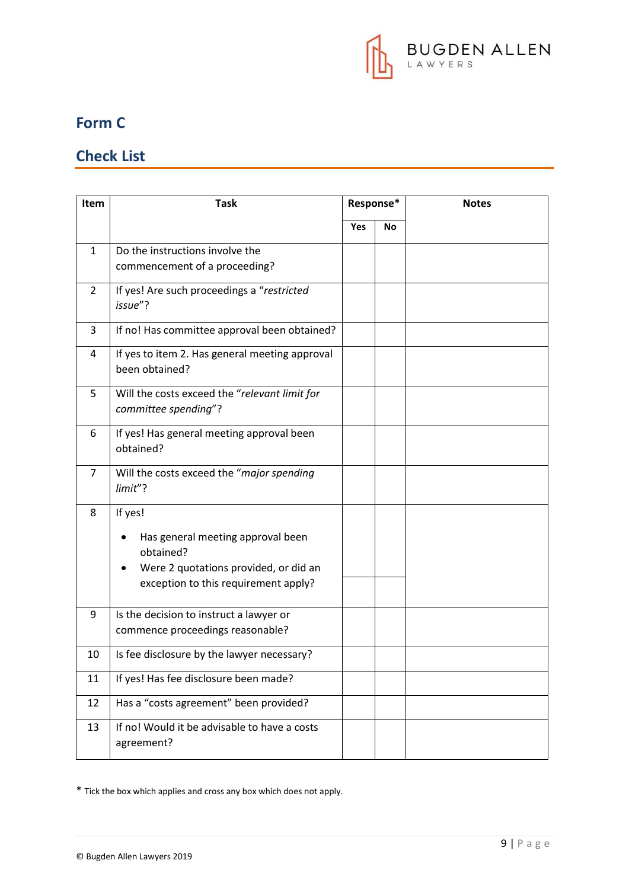# Form C

## Check List

| Item | Task | Response* | | Notes |
|---|---|---|---|---|
| | | Yes | No | |
| 1 | Do the instructions involve the commencement of a proceeding? | | | |
| 2 | If yes! Are such proceedings a "*restricted issue*"? | | | |
| 3 | If no! Has committee approval been obtained? | | | |
| 4 | If yes to item 2. Has general meeting approval been obtained? | | | |
| 5 | Will the costs exceed the "*relevant limit for committee spending*"? | | | |
| 6 | If yes! Has general meeting approval been obtained? | | | |
| 7 | Will the costs exceed the "*major spending limit*"? | | | |
| 8 | If yes!<br>• Has general meeting approval been obtained?<br>• Were 2 quotations provided, or did an exception to this requirement apply? | | | |
| 9 | Is the decision to instruct a lawyer or commence proceedings reasonable? | | | |
| 10 | Is fee disclosure by the lawyer necessary? | | | |
| 11 | If yes! Has fee disclosure been made? | | | |
| 12 | Has a "costs agreement" been provided? | | | |
| 13 | If no! Would it be advisable to have a costs agreement? | | | |

\* Tick the box which applies and cross any box which does not apply.